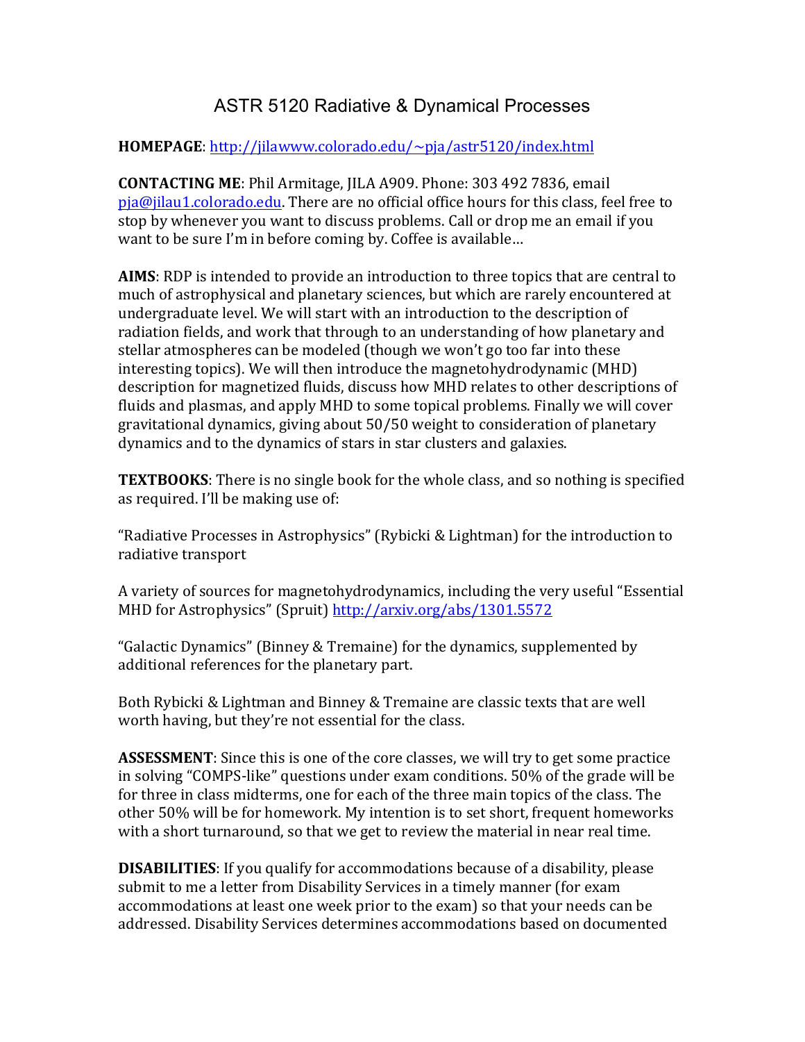# ASTR 5120 Radiative & Dynamical Processes

**HOMEPAGE**: http://jilawww.colorado.edu/~pja/astr5120/index.html

**CONTACTING ME**: Phil Armitage, JILA A909. Phone: 303 492 7836, email pja@jilau1.colorado.edu. There are no official office hours for this class, feel free to stop by whenever you want to discuss problems. Call or drop me an email if you want to be sure I'm in before coming by. Coffee is available…

**AIMS**: RDP is intended to provide an introduction to three topics that are central to much of astrophysical and planetary sciences, but which are rarely encountered at undergraduate level. We will start with an introduction to the description of radiation fields, and work that through to an understanding of how planetary and stellar atmospheres can be modeled (though we won't go too far into these interesting topics). We will then introduce the magnetohydrodynamic (MHD) description for magnetized fluids, discuss how MHD relates to other descriptions of fluids and plasmas, and apply MHD to some topical problems. Finally we will cover gravitational dynamics, giving about 50/50 weight to consideration of planetary dynamics and to the dynamics of stars in star clusters and galaxies.

**TEXTBOOKS**: There is no single book for the whole class, and so nothing is specified as required. I'll be making use of:

"Radiative Processes in Astrophysics" (Rybicki & Lightman) for the introduction to radiative transport

A variety of sources for magnetohydrodynamics, including the very useful "Essential MHD for Astrophysics" (Spruit) http://arxiv.org/abs/1301.5572

"Galactic Dynamics" (Binney & Tremaine) for the dynamics, supplemented by additional references for the planetary part.

Both Rybicki & Lightman and Binney & Tremaine are classic texts that are well worth having, but they're not essential for the class.

**ASSESSMENT**: Since this is one of the core classes, we will try to get some practice in solving "COMPS-like" questions under exam conditions. 50% of the grade will be for three in class midterms, one for each of the three main topics of the class. The other 50% will be for homework. My intention is to set short, frequent homeworks with a short turnaround, so that we get to review the material in near real time.

**DISABILITIES**: If you qualify for accommodations because of a disability, please submit to me a letter from Disability Services in a timely manner (for exam accommodations at least one week prior to the exam) so that your needs can be addressed. Disability Services determines accommodations based on documented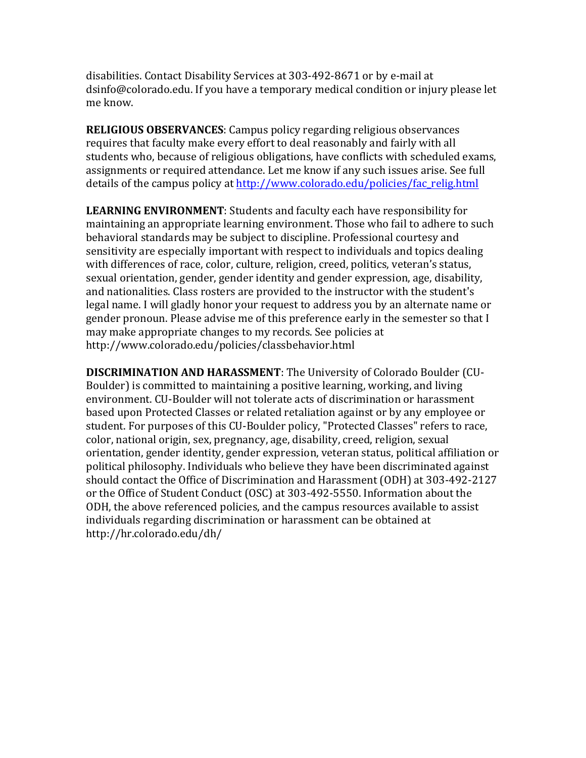disabilities. Contact Disability Services at 303-492-8671 or by e-mail at dsinfo@colorado.edu. If you have a temporary medical condition or injury please let me know.

**RELIGIOUS OBSERVANCES**: Campus policy regarding religious observances requires that faculty make every effort to deal reasonably and fairly with all students who, because of religious obligations, have conflicts with scheduled exams, assignments or required attendance. Let me know if any such issues arise. See full details of the campus policy at [http://www.colorado.edu/policies/fac_relig.html](http://www.colorado.edu/policies/fac_relig.html)

**LEARNING ENVIRONMENT**: Students and faculty each have responsibility for maintaining an appropriate learning environment. Those who fail to adhere to such behavioral standards may be subject to discipline. Professional courtesy and sensitivity are especially important with respect to individuals and topics dealing with differences of race, color, culture, religion, creed, politics, veteran's status, sexual orientation, gender, gender identity and gender expression, age, disability, and nationalities. Class rosters are provided to the instructor with the student's legal name. I will gladly honor your request to address you by an alternate name or gender pronoun. Please advise me of this preference early in the semester so that I may make appropriate changes to my records. See policies at http://www.colorado.edu/policies/classbehavior.html

**DISCRIMINATION AND HARASSMENT**: The University of Colorado Boulder (CU-Boulder) is committed to maintaining a positive learning, working, and living environment. CU-Boulder will not tolerate acts of discrimination or harassment based upon Protected Classes or related retaliation against or by any employee or student. For purposes of this CU-Boulder policy, "Protected Classes" refers to race, color, national origin, sex, pregnancy, age, disability, creed, religion, sexual orientation, gender identity, gender expression, veteran status, political affiliation or political philosophy. Individuals who believe they have been discriminated against should contact the Office of Discrimination and Harassment (ODH) at 303-492-2127 or the Office of Student Conduct (OSC) at 303-492-5550. Information about the ODH, the above referenced policies, and the campus resources available to assist individuals regarding discrimination or harassment can be obtained at http://hr.colorado.edu/dh/